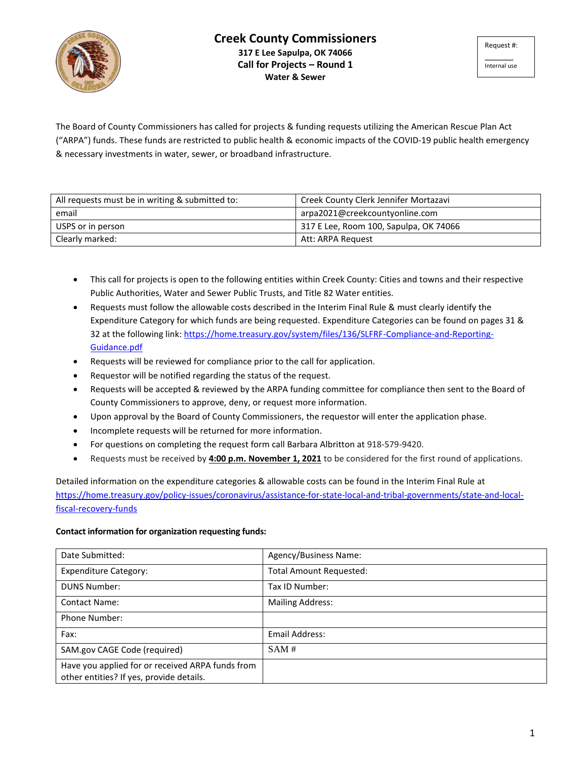# Creek County Commissioners

**317 E Lee Sapulpa, OK 74066**

**Call for Projects – Round 1**

**Water & Sewer**

| Request #: |
|---|
| _______ Internal use |

The Board of County Commissioners has called for projects & funding requests utilizing the American Rescue Plan Act ("ARPA") funds. These funds are restricted to public health & economic impacts of the COVID-19 public health emergency & necessary investments in water, sewer, or broadband infrastructure.

| All requests must be in writing & submitted to: | Creek County Clerk Jennifer Mortazavi |
|---|---|
| email | arpa2021@creekcountyonline.com |
| USPS or in person | 317 E Lee, Room 100, Sapulpa, OK 74066 |
| Clearly marked: | Att: ARPA Request |

- This call for projects is open to the following entities within Creek County: Cities and towns and their respective Public Authorities, Water and Sewer Public Trusts, and Title 82 Water entities.
- Requests must follow the allowable costs described in the Interim Final Rule & must clearly identify the Expenditure Category for which funds are being requested. Expenditure Categories can be found on pages 31 & 32 at the following link: https://home.treasury.gov/system/files/136/SLFRF-Compliance-and-Reporting-Guidance.pdf
- Requests will be reviewed for compliance prior to the call for application.
- Requestor will be notified regarding the status of the request.
- Requests will be accepted & reviewed by the ARPA funding committee for compliance then sent to the Board of County Commissioners to approve, deny, or request more information.
- Upon approval by the Board of County Commissioners, the requestor will enter the application phase.
- Incomplete requests will be returned for more information.
- For questions on completing the request form call Barbara Albritton at 918-579-9420.
- Requests must be received by **4:00 p.m. November 1, 2021** to be considered for the first round of applications.

Detailed information on the expenditure categories & allowable costs can be found in the Interim Final Rule at https://home.treasury.gov/policy-issues/coronavirus/assistance-for-state-local-and-tribal-governments/state-and-local-fiscal-recovery-funds

**Contact information for organization requesting funds:**

| Date Submitted: | Agency/Business Name: |
|---|---|
| Expenditure Category: | Total Amount Requested: |
| DUNS Number: | Tax ID Number: |
| Contact Name: | Mailing Address: |
| Phone Number: | |
| Fax: | Email Address: |
| SAM.gov CAGE Code (required) | SAM # |
| Have you applied for or received ARPA funds from other entities? If yes, provide details. | |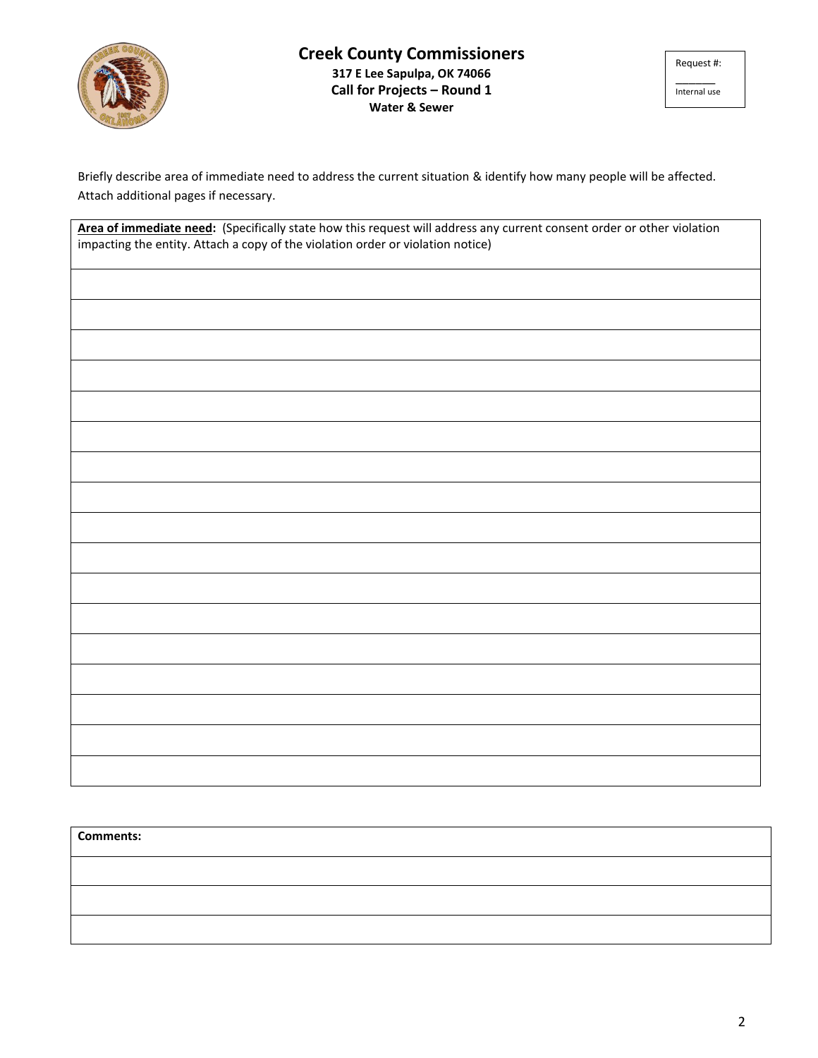# Creek County Commissioners

**317 E Lee Sapulpa, OK 74066**

**Call for Projects – Round 1**

**Water & Sewer**

| Request #: |
|---|
| _______ |
| Internal use |

Briefly describe area of immediate need to address the current situation & identify how many people will be affected. Attach additional pages if necessary.

| **Area of immediate need:** (Specifically state how this request will address any current consent order or other violation impacting the entity. Attach a copy of the violation order or violation notice) |
|---|
| |
| |
| |
| |
| |
| |
| |
| |
| |
| |
| |
| |
| |
| |
| |
| |
| |

| **Comments:** |
|---|
| |
| |
| |